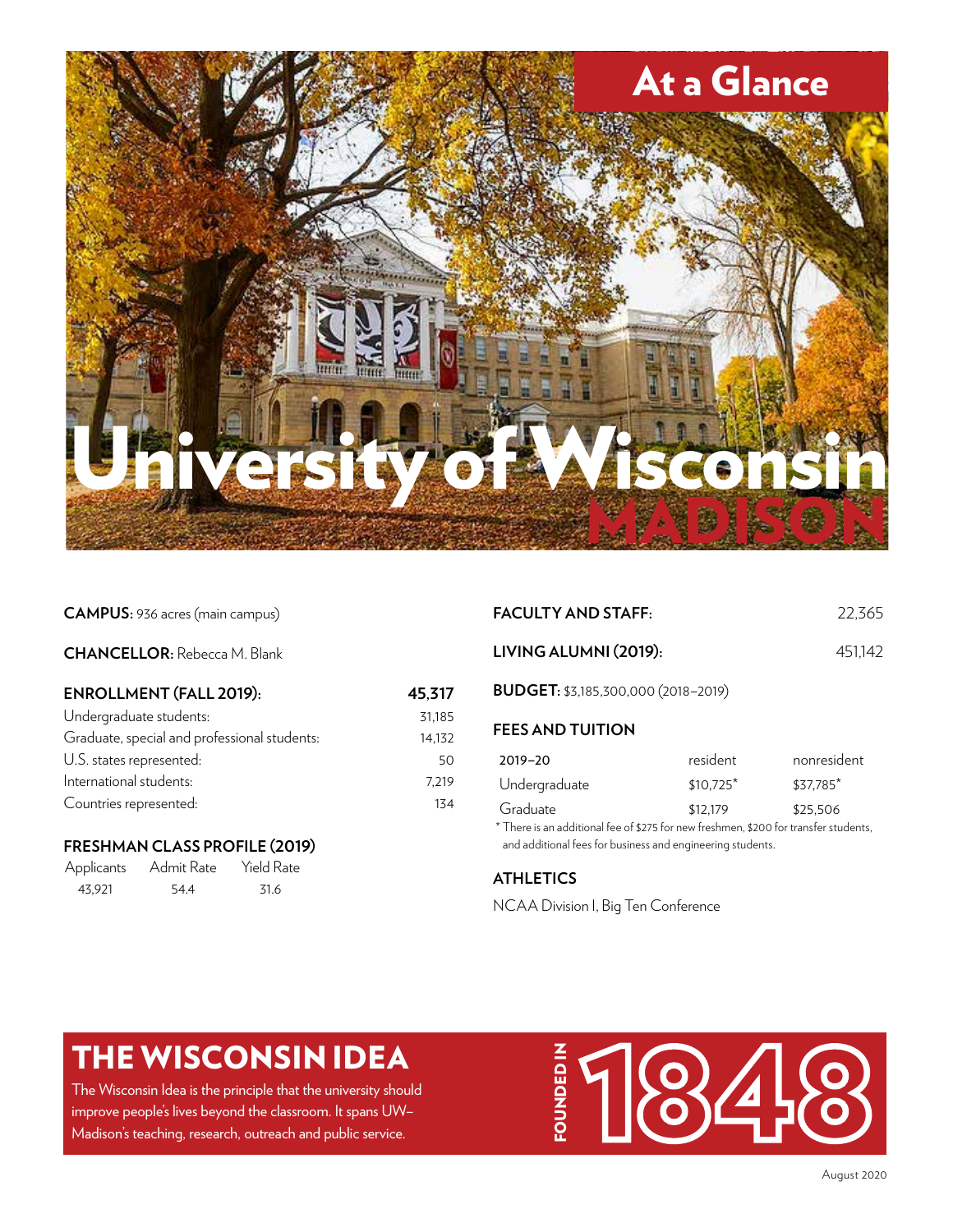# At a Glance

# University of Wisconsin MADISON

**CAMPUS:** 936 acres (main campus)

**CHANCELLOR:** Rebecca M. Blank

| **ENROLLMENT (FALL 2019):** | **45,317** |
|---|---|
| Undergraduate students: | 31,185 |
| Graduate, special and professional students: | 14,132 |
| U.S. states represented: | 50 |
| International students: | 7,219 |
| Countries represented: | 134 |

### FRESHMAN CLASS PROFILE (2019)

| Applicants | Admit Rate | Yield Rate |
|---|---|---|
| 43,921 | 54.4 | 31.6 |

**FACULTY AND STAFF:** 22,365

**LIVING ALUMNI (2019):** 451,142

**BUDGET:** $3,185,300,000 (2018–2019)

### FEES AND TUITION

| 2019–20 | resident | nonresident |
|---|---|---|
| Undergraduate | $10,725* | $37,785* |
| Graduate | $12,179 | $25,506 |

* There is an additional fee of $275 for new freshmen, $200 for transfer students, and additional fees for business and engineering students.

### ATHLETICS

NCAA Division I, Big Ten Conference

## THE WISCONSIN IDEA

The Wisconsin Idea is the principle that the university should improve people's lives beyond the classroom. It spans UW–Madison's teaching, research, outreach and public service.

FOUNDED IN 1848

August 2020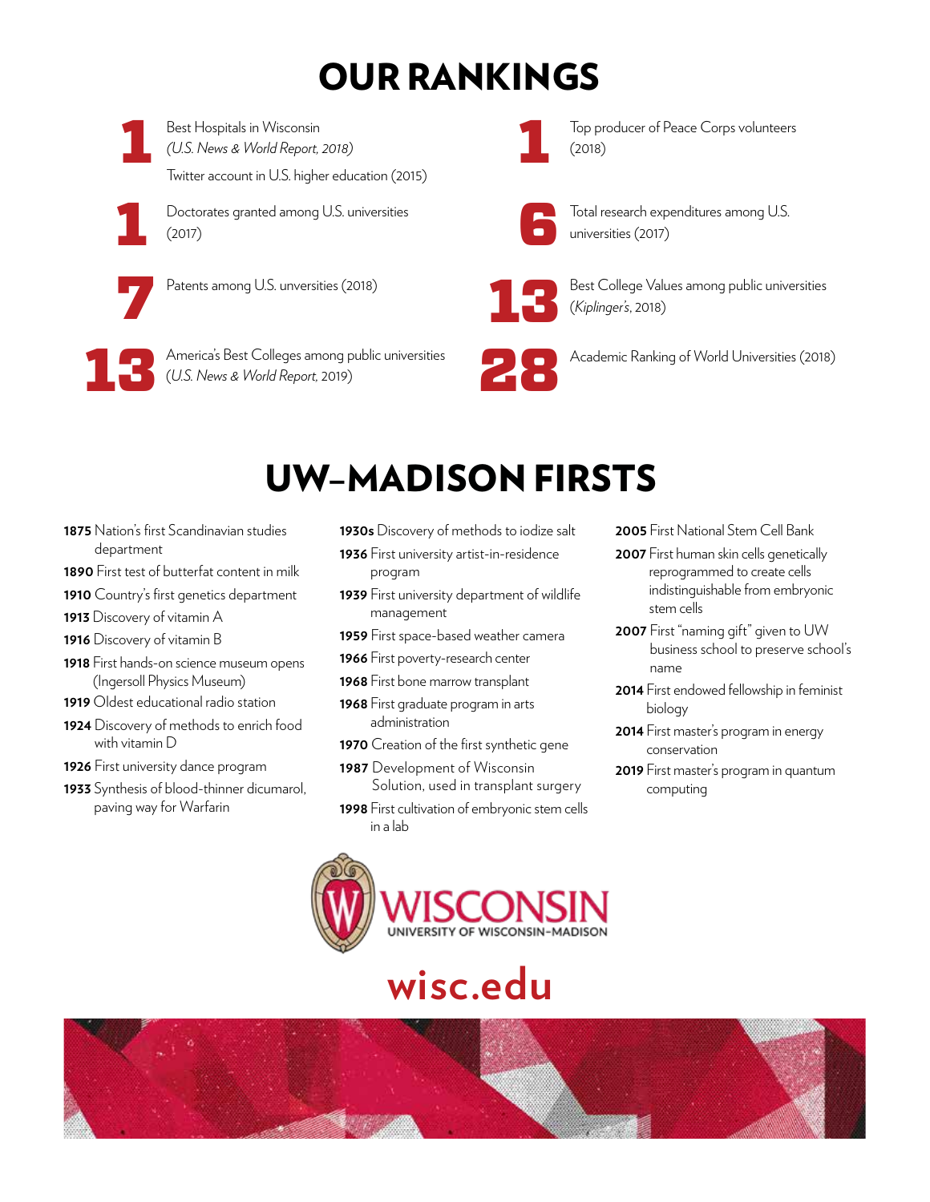# OUR RANKINGS

**1** Best Hospitals in Wisconsin *(U.S. News & World Report, 2018)*

Twitter account in U.S. higher education (2015)

**1** Doctorates granted among U.S. universities (2017)

**7** Patents among U.S. unversities (2018)

**13** America's Best Colleges among public universities (*U.S. News & World Report*, 2019)

**1** Top producer of Peace Corps volunteers (2018)

**6** Total research expenditures among U.S. universities (2017)

**13** Best College Values among public universities (*Kiplinger's*, 2018)

**28** Academic Ranking of World Universities (2018)

# UW–MADISON FIRSTS

**1875** Nation's first Scandinavian studies department

**1890** First test of butterfat content in milk

**1910** Country's first genetics department

**1913** Discovery of vitamin A

**1916** Discovery of vitamin B

**1918** First hands-on science museum opens (Ingersoll Physics Museum)

**1919** Oldest educational radio station

**1924** Discovery of methods to enrich food with vitamin D

**1926** First university dance program

**1933** Synthesis of blood-thinner dicumarol, paving way for Warfarin

**1930s** Discovery of methods to iodize salt

**1936** First university artist-in-residence program

**1939** First university department of wildlife management

**1959** First space-based weather camera

**1966** First poverty-research center

**1968** First bone marrow transplant

**1968** First graduate program in arts administration

**1970** Creation of the first synthetic gene

**1987** Development of Wisconsin Solution, used in transplant surgery

**1998** First cultivation of embryonic stem cells in a lab

**2005** First National Stem Cell Bank

**2007** First human skin cells genetically reprogrammed to create cells indistinguishable from embryonic stem cells

**2007** First "naming gift" given to UW business school to preserve school's name

**2014** First endowed fellowship in feminist biology

**2014** First master's program in energy conservation

**2019** First master's program in quantum computing

WISCONSIN
UNIVERSITY OF WISCONSIN–MADISON

**wisc.edu**